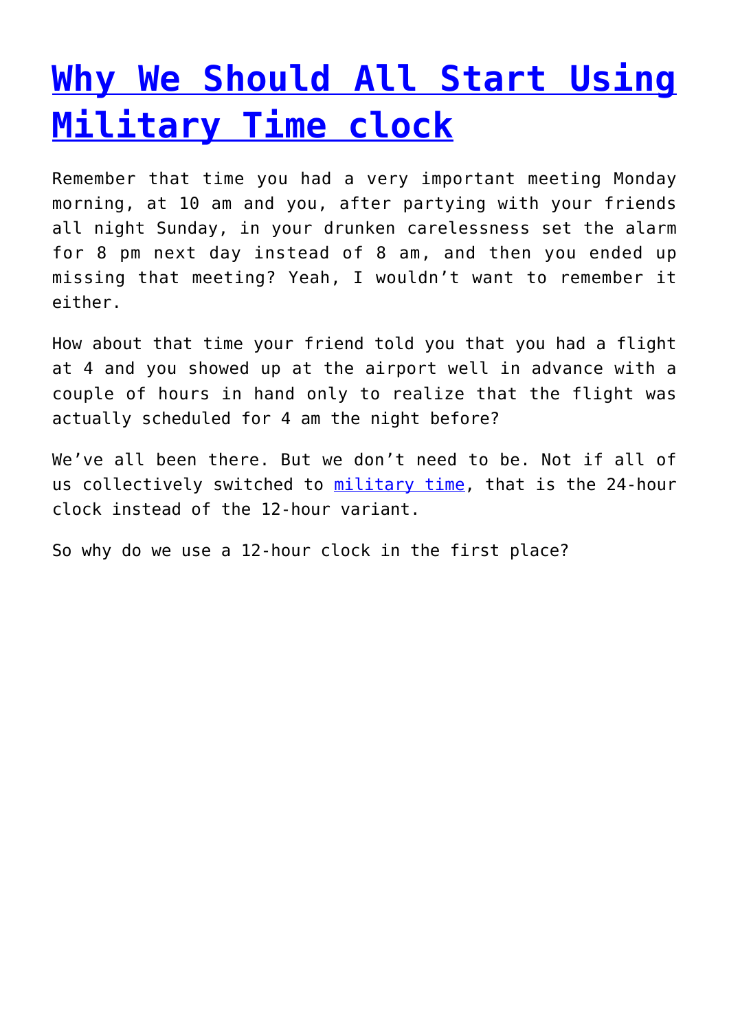# [Why We Should All Start Using Military Time clock]()

Remember that time you had a very important meeting Monday morning, at 10 am and you, after partying with your friends all night Sunday, in your drunken carelessness set the alarm for 8 pm next day instead of 8 am, and then you ended up missing that meeting? Yeah, I wouldn't want to remember it either.

How about that time your friend told you that you had a flight at 4 and you showed up at the airport well in advance with a couple of hours in hand only to realize that the flight was actually scheduled for 4 am the night before?

We've all been there. But we don't need to be. Not if all of us collectively switched to [military time](), that is the 24-hour clock instead of the 12-hour variant.

So why do we use a 12-hour clock in the first place?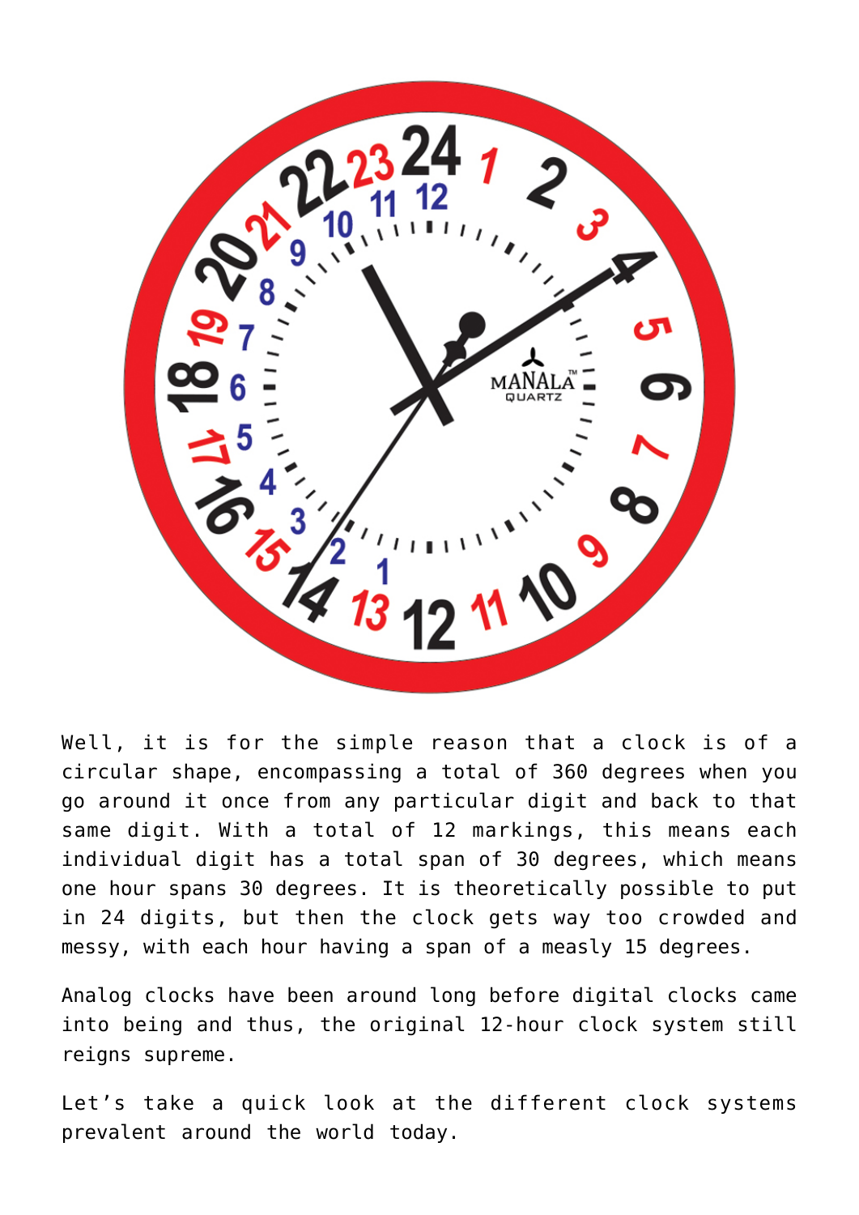Well, it is for the simple reason that a clock is of a circular shape, encompassing a total of 360 degrees when you go around it once from any particular digit and back to that same digit. With a total of 12 markings, this means each individual digit has a total span of 30 degrees, which means one hour spans 30 degrees. It is theoretically possible to put in 24 digits, but then the clock gets way too crowded and messy, with each hour having a span of a measly 15 degrees.

Analog clocks have been around long before digital clocks came into being and thus, the original 12-hour clock system still reigns supreme.

Let's take a quick look at the different clock systems prevalent around the world today.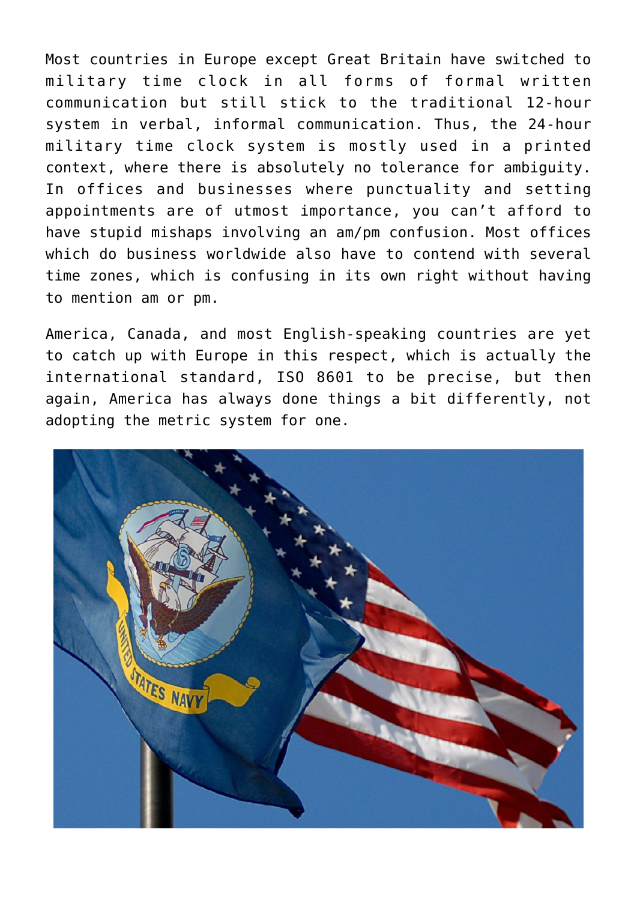Most countries in Europe except Great Britain have switched to military time clock in all forms of formal written communication but still stick to the traditional 12-hour system in verbal, informal communication. Thus, the 24-hour military time clock system is mostly used in a printed context, where there is absolutely no tolerance for ambiguity. In offices and businesses where punctuality and setting appointments are of utmost importance, you can’t afford to have stupid mishaps involving an am/pm confusion. Most offices which do business worldwide also have to contend with several time zones, which is confusing in its own right without having to mention am or pm.

America, Canada, and most English-speaking countries are yet to catch up with Europe in this respect, which is actually the international standard, ISO 8601 to be precise, but then again, America has always done things a bit differently, not adopting the metric system for one.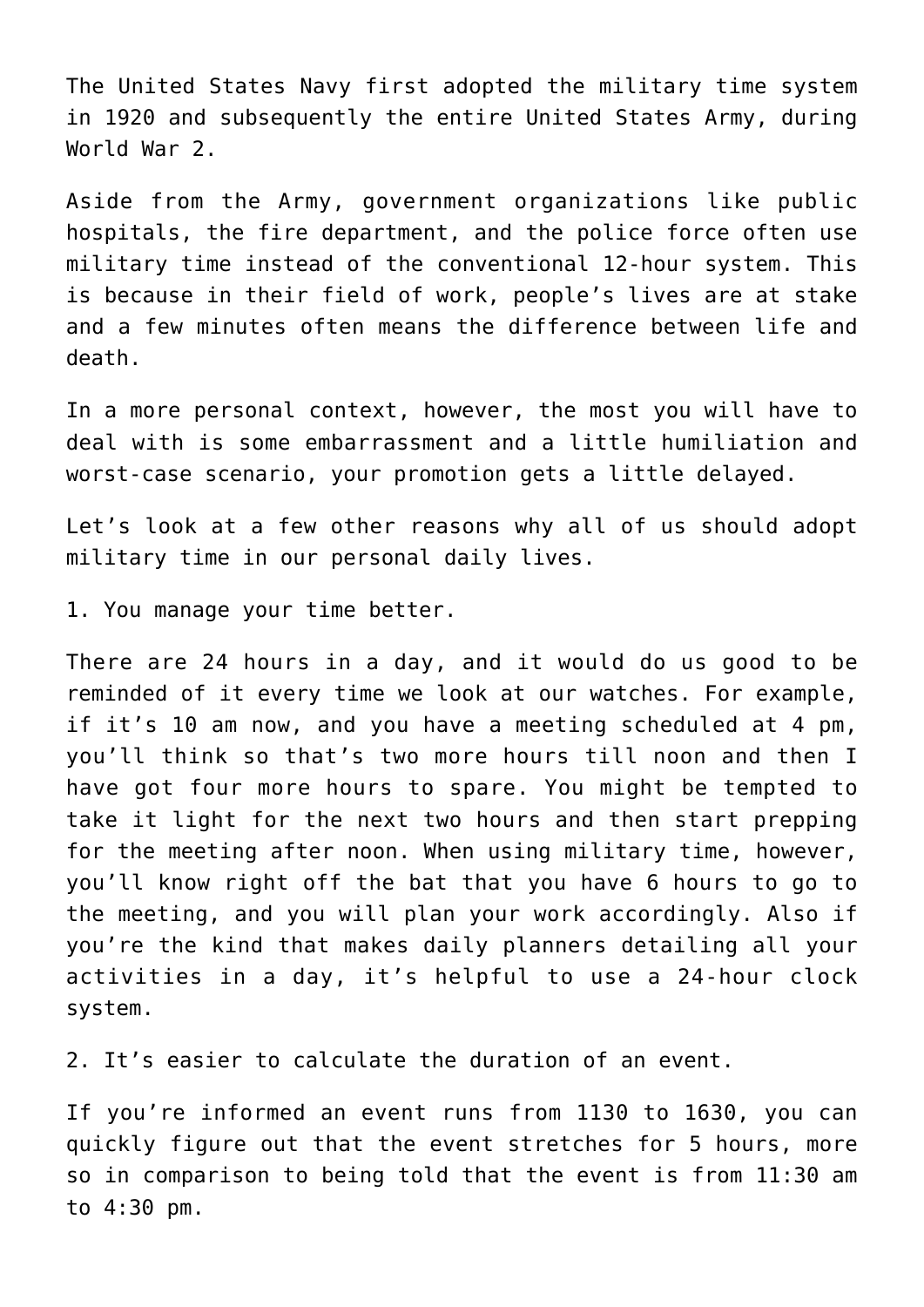The United States Navy first adopted the military time system in 1920 and subsequently the entire United States Army, during World War 2.

Aside from the Army, government organizations like public hospitals, the fire department, and the police force often use military time instead of the conventional 12-hour system. This is because in their field of work, people's lives are at stake and a few minutes often means the difference between life and death.

In a more personal context, however, the most you will have to deal with is some embarrassment and a little humiliation and worst-case scenario, your promotion gets a little delayed.

Let's look at a few other reasons why all of us should adopt military time in our personal daily lives.

1. You manage your time better.

There are 24 hours in a day, and it would do us good to be reminded of it every time we look at our watches. For example, if it's 10 am now, and you have a meeting scheduled at 4 pm, you'll think so that's two more hours till noon and then I have got four more hours to spare. You might be tempted to take it light for the next two hours and then start prepping for the meeting after noon. When using military time, however, you'll know right off the bat that you have 6 hours to go to the meeting, and you will plan your work accordingly. Also if you're the kind that makes daily planners detailing all your activities in a day, it's helpful to use a 24-hour clock system.

2. It's easier to calculate the duration of an event.

If you're informed an event runs from 1130 to 1630, you can quickly figure out that the event stretches for 5 hours, more so in comparison to being told that the event is from 11:30 am to 4:30 pm.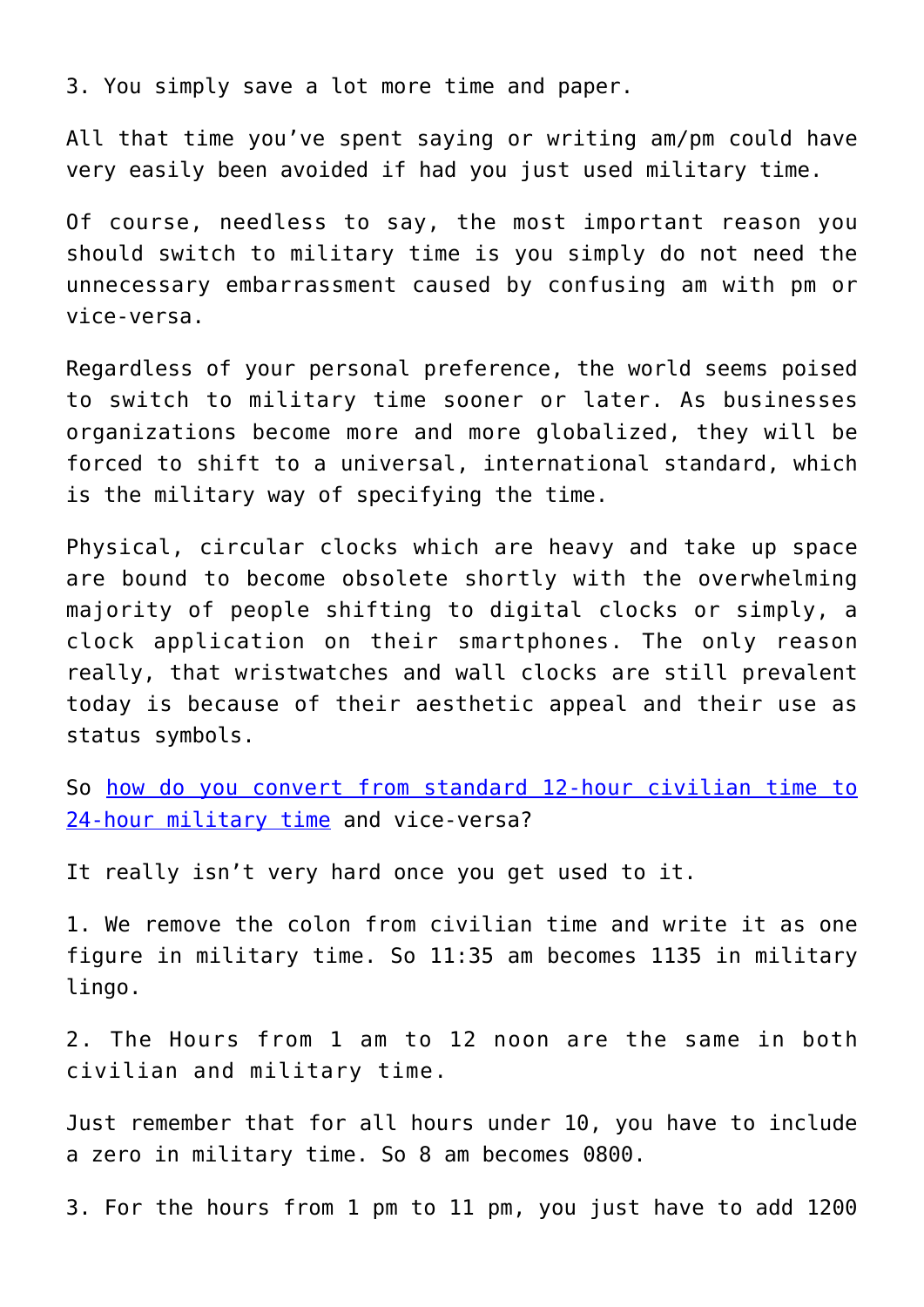3. You simply save a lot more time and paper.

All that time you've spent saying or writing am/pm could have very easily been avoided if had you just used military time.

Of course, needless to say, the most important reason you should switch to military time is you simply do not need the unnecessary embarrassment caused by confusing am with pm or vice-versa.

Regardless of your personal preference, the world seems poised to switch to military time sooner or later. As businesses organizations become more and more globalized, they will be forced to shift to a universal, international standard, which is the military way of specifying the time.

Physical, circular clocks which are heavy and take up space are bound to become obsolete shortly with the overwhelming majority of people shifting to digital clocks or simply, a clock application on their smartphones. The only reason really, that wristwatches and wall clocks are still prevalent today is because of their aesthetic appeal and their use as status symbols.

So [how do you convert from standard 12-hour civilian time to 24-hour military time]() and vice-versa?

It really isn't very hard once you get used to it.

1. We remove the colon from civilian time and write it as one figure in military time. So 11:35 am becomes 1135 in military lingo.

2. The Hours from 1 am to 12 noon are the same in both civilian and military time.

Just remember that for all hours under 10, you have to include a zero in military time. So 8 am becomes 0800.

3. For the hours from 1 pm to 11 pm, you just have to add 1200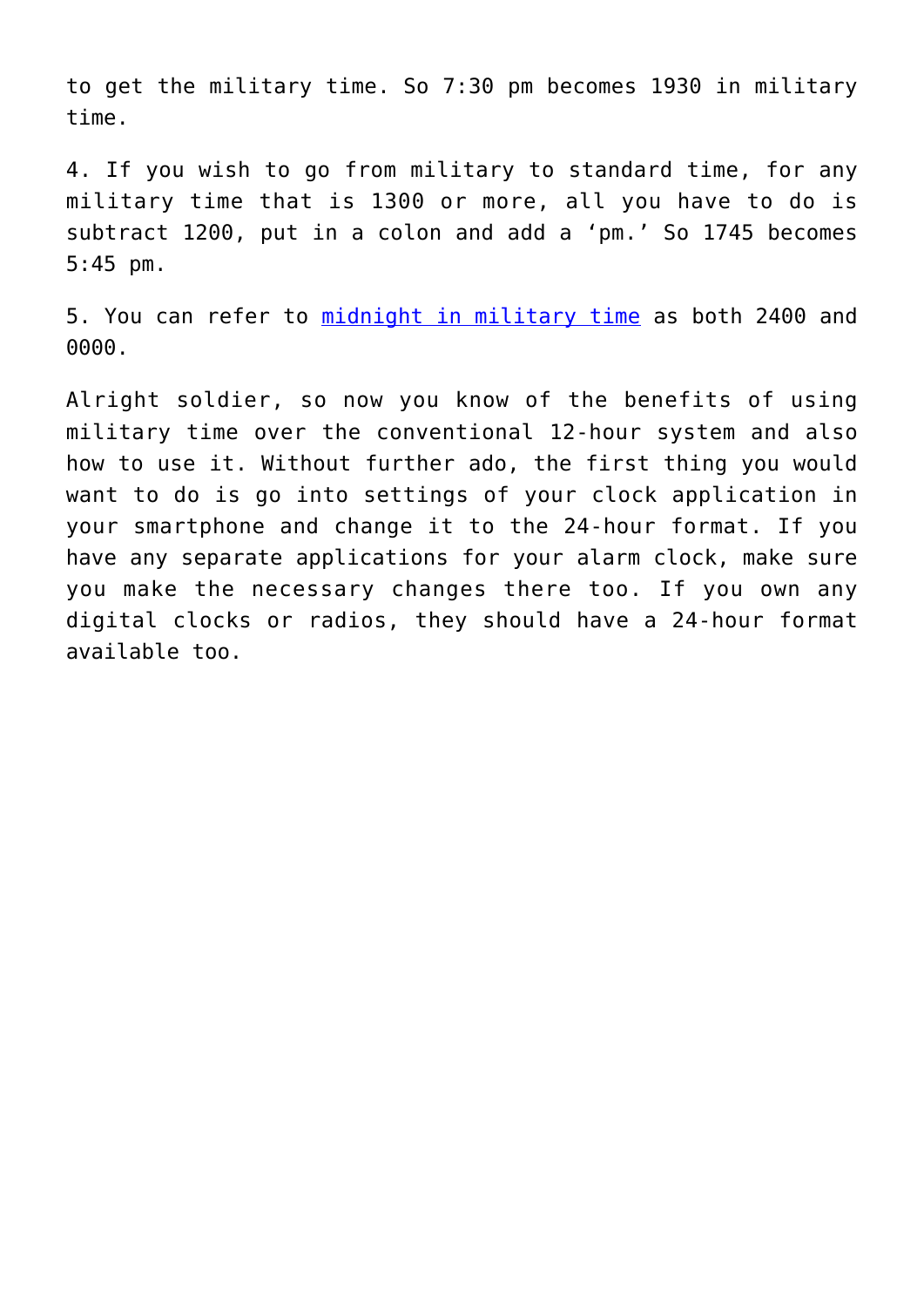to get the military time. So 7:30 pm becomes 1930 in military time.

4. If you wish to go from military to standard time, for any military time that is 1300 or more, all you have to do is subtract 1200, put in a colon and add a 'pm.' So 1745 becomes 5:45 pm.

5. You can refer to midnight in military time as both 2400 and 0000.

Alright soldier, so now you know of the benefits of using military time over the conventional 12-hour system and also how to use it. Without further ado, the first thing you would want to do is go into settings of your clock application in your smartphone and change it to the 24-hour format. If you have any separate applications for your alarm clock, make sure you make the necessary changes there too. If you own any digital clocks or radios, they should have a 24-hour format available too.